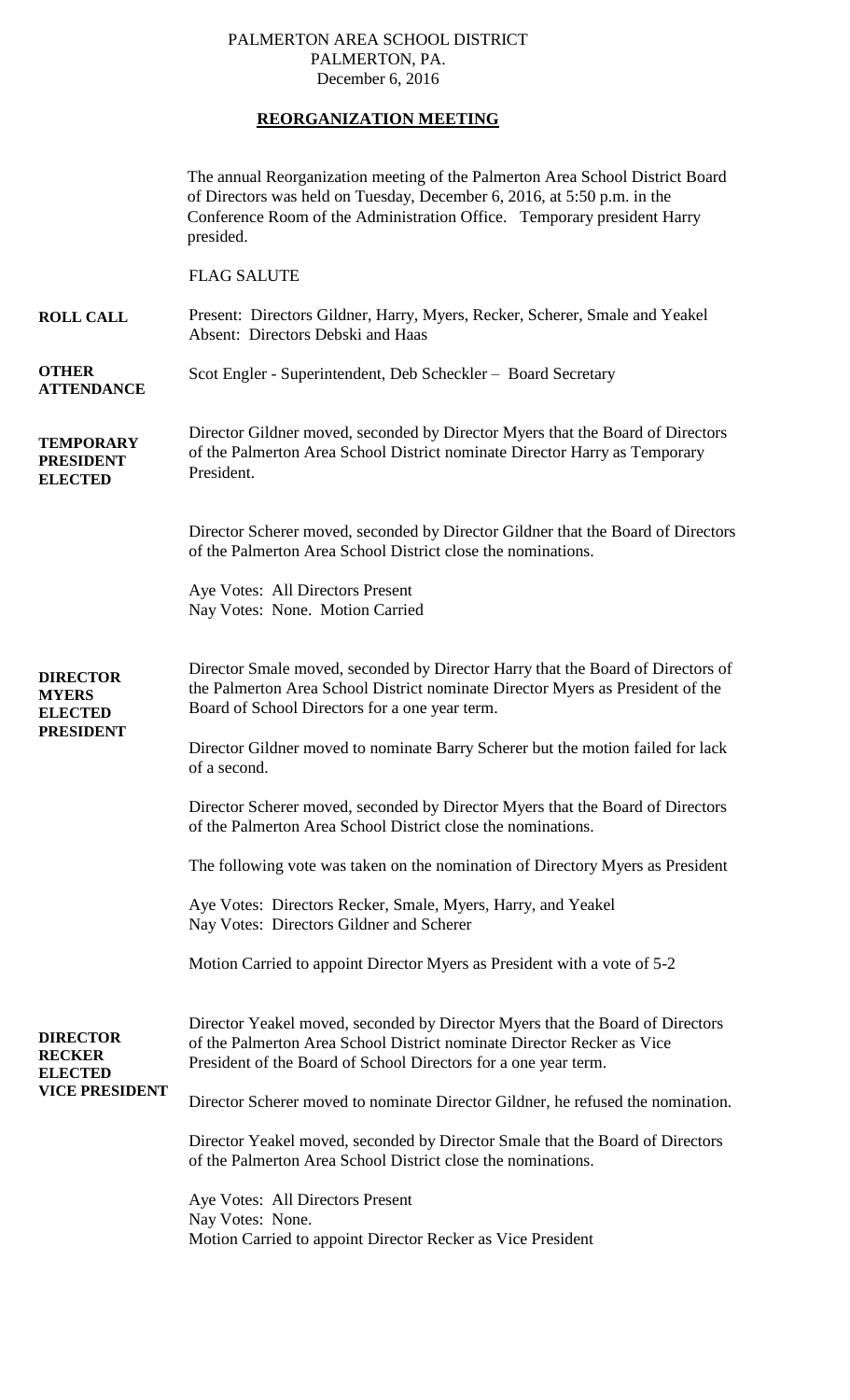PALMERTON AREA SCHOOL DISTRICT
PALMERTON, PA.
December 6, 2016

## REORGANIZATION MEETING

The annual Reorganization meeting of the Palmerton Area School District Board of Directors was held on Tuesday, December 6, 2016, at 5:50 p.m. in the Conference Room of the Administration Office. Temporary president Harry presided.

FLAG SALUTE

**ROLL CALL**

Present: Directors Gildner, Harry, Myers, Recker, Scherer, Smale and Yeakel
Absent: Directors Debski and Haas

**OTHER ATTENDANCE**

Scot Engler - Superintendent, Deb Scheckler – Board Secretary

**TEMPORARY PRESIDENT ELECTED**

Director Gildner moved, seconded by Director Myers that the Board of Directors of the Palmerton Area School District nominate Director Harry as Temporary President.

Director Scherer moved, seconded by Director Gildner that the Board of Directors of the Palmerton Area School District close the nominations.

Aye Votes: All Directors Present
Nay Votes: None. Motion Carried

**DIRECTOR MYERS ELECTED PRESIDENT**

Director Smale moved, seconded by Director Harry that the Board of Directors of the Palmerton Area School District nominate Director Myers as President of the Board of School Directors for a one year term.

Director Gildner moved to nominate Barry Scherer but the motion failed for lack of a second.

Director Scherer moved, seconded by Director Myers that the Board of Directors of the Palmerton Area School District close the nominations.

The following vote was taken on the nomination of Directory Myers as President

Aye Votes: Directors Recker, Smale, Myers, Harry, and Yeakel
Nay Votes: Directors Gildner and Scherer

Motion Carried to appoint Director Myers as President with a vote of 5-2

**DIRECTOR RECKER ELECTED VICE PRESIDENT**

Director Yeakel moved, seconded by Director Myers that the Board of Directors of the Palmerton Area School District nominate Director Recker as Vice President of the Board of School Directors for a one year term.

Director Scherer moved to nominate Director Gildner, he refused the nomination.

Director Yeakel moved, seconded by Director Smale that the Board of Directors of the Palmerton Area School District close the nominations.

Aye Votes: All Directors Present
Nay Votes: None.
Motion Carried to appoint Director Recker as Vice President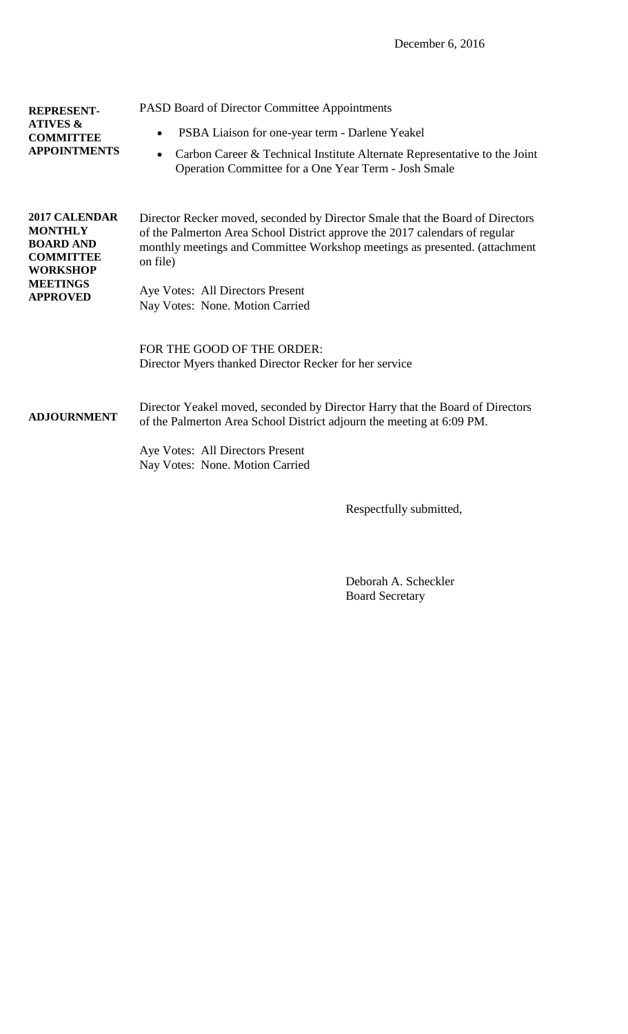December 6, 2016

**REPRESENTATIVES & COMMITTEE APPOINTMENTS**

PASD Board of Director Committee Appointments

- PSBA Liaison for one-year term - Darlene Yeakel
- Carbon Career & Technical Institute Alternate Representative to the Joint Operation Committee for a One Year Term - Josh Smale

**2017 CALENDAR MONTHLY BOARD AND COMMITTEE WORKSHOP MEETINGS APPROVED**

Director Recker moved, seconded by Director Smale that the Board of Directors of the Palmerton Area School District approve the 2017 calendars of regular monthly meetings and Committee Workshop meetings as presented. (attachment on file)

Aye Votes: All Directors Present
Nay Votes: None. Motion Carried

FOR THE GOOD OF THE ORDER:
Director Myers thanked Director Recker for her service

**ADJOURNMENT**

Director Yeakel moved, seconded by Director Harry that the Board of Directors of the Palmerton Area School District adjourn the meeting at 6:09 PM.

Aye Votes: All Directors Present
Nay Votes: None. Motion Carried

Respectfully submitted,

Deborah A. Scheckler
Board Secretary